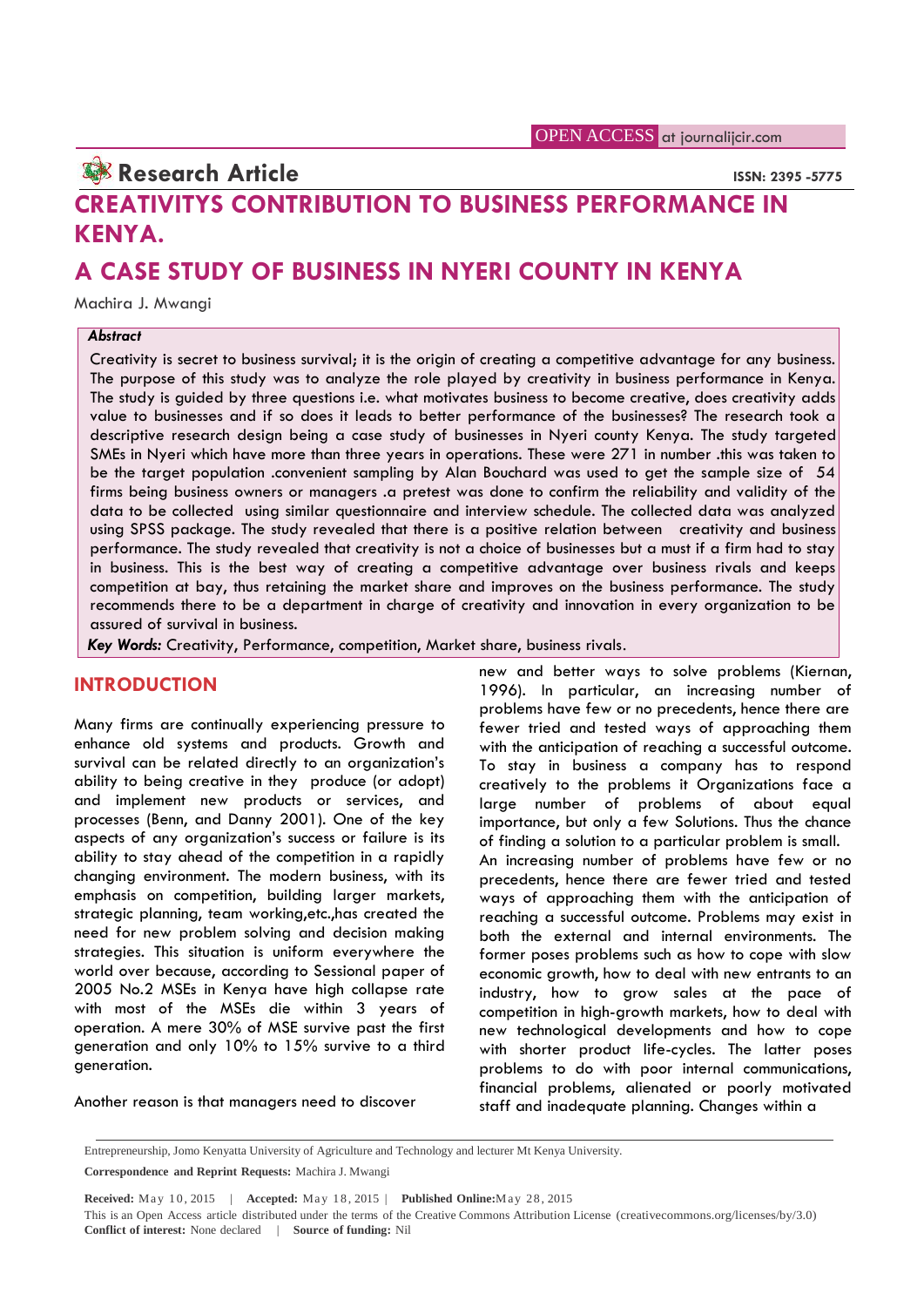Research Article

ISSN: 2395 -5775

# CREATIVITYS CONTRIBUTION TO BUSINESS PERFORMANCE IN KENYA.

# A CASE STUDY OF BUSINESS IN NYERI COUNTY IN KENYA

Machira J. Mwangi

***Abstract***

Creativity is secret to business survival; it is the origin of creating a competitive advantage for any business. The purpose of this study was to analyze the role played by creativity in business performance in Kenya. The study is guided by three questions i.e. what motivates business to become creative, does creativity adds value to businesses and if so does it leads to better performance of the businesses? The research took a descriptive research design being a case study of businesses in Nyeri county Kenya. The study targeted SMEs in Nyeri which have more than three years in operations. These were 271 in number .this was taken to be the target population .convenient sampling by Alan Bouchard was used to get the sample size of 54 firms being business owners or managers .a pretest was done to confirm the reliability and validity of the data to be collected using similar questionnaire and interview schedule. The collected data was analyzed using SPSS package. The study revealed that there is a positive relation between creativity and business performance. The study revealed that creativity is not a choice of businesses but a must if a firm had to stay in business. This is the best way of creating a competitive advantage over business rivals and keeps competition at bay, thus retaining the market share and improves on the business performance. The study recommends there to be a department in charge of creativity and innovation in every organization to be assured of survival in business.

***Key Words:*** Creativity, Performance, competition, Market share, business rivals.

## INTRODUCTION

Many firms are continually experiencing pressure to enhance old systems and products. Growth and survival can be related directly to an organization's ability to being creative in they produce (or adopt) and implement new products or services, and processes (Benn, and Danny 2001). One of the key aspects of any organization's success or failure is its ability to stay ahead of the competition in a rapidly changing environment. The modern business, with its emphasis on competition, building larger markets, strategic planning, team working,etc.,has created the need for new problem solving and decision making strategies. This situation is uniform everywhere the world over because, according to Sessional paper of 2005 No.2 MSEs in Kenya have high collapse rate with most of the MSEs die within 3 years of operation. A mere 30% of MSE survive past the first generation and only 10% to 15% survive to a third generation.

Another reason is that managers need to discover new and better ways to solve problems (Kiernan, 1996). In particular, an increasing number of problems have few or no precedents, hence there are fewer tried and tested ways of approaching them with the anticipation of reaching a successful outcome. To stay in business a company has to respond creatively to the problems it Organizations face a large number of problems of about equal importance, but only a few Solutions. Thus the chance of finding a solution to a particular problem is small.

An increasing number of problems have few or no precedents, hence there are fewer tried and tested ways of approaching them with the anticipation of reaching a successful outcome. Problems may exist in both the external and internal environments. The former poses problems such as how to cope with slow economic growth, how to deal with new entrants to an industry, how to grow sales at the pace of competition in high-growth markets, how to deal with new technological developments and how to cope with shorter product life-cycles. The latter poses problems to do with poor internal communications, financial problems, alienated or poorly motivated staff and inadequate planning. Changes within a

Entrepreneurship, Jomo Kenyatta University of Agriculture and Technology and lecturer Mt Kenya University.

**Correspondence and Reprint Requests:** Machira J. Mwangi

**Received:** May 10, 2015 | **Accepted:** May 18, 2015 | **Published Online:** May 28, 2015

This is an Open Access article distributed under the terms of the Creative Commons Attribution License (creativecommons.org/licenses/by/3.0)

**Conflict of interest:** None declared | **Source of funding:** Nil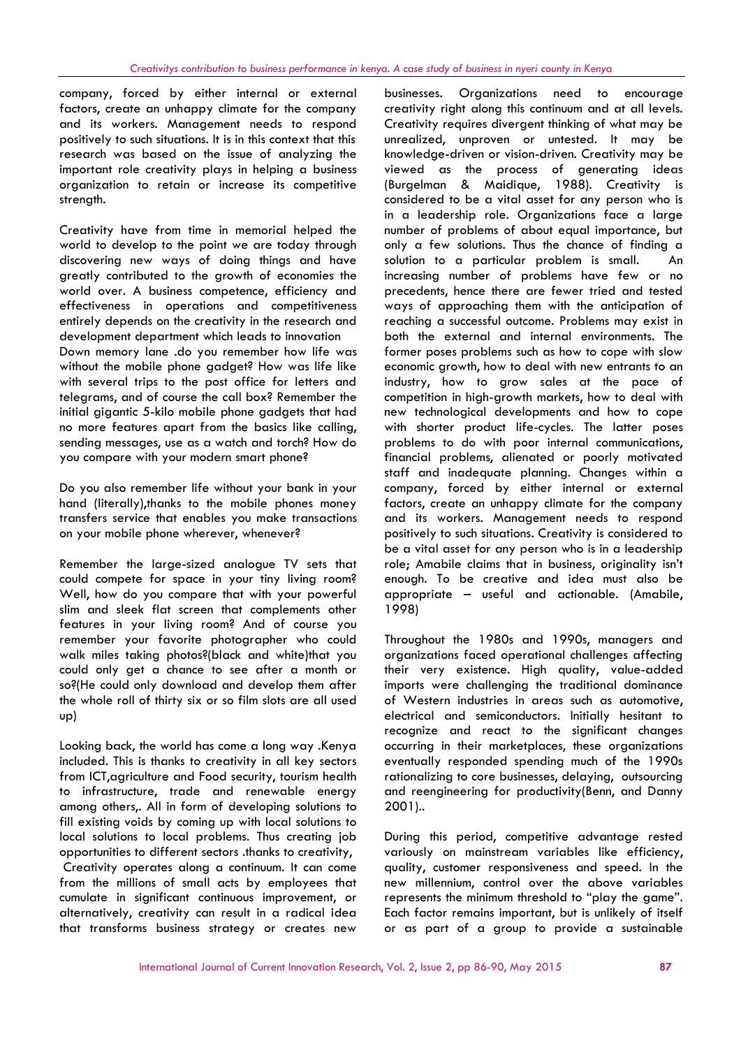company, forced by either internal or external factors, create an unhappy climate for the company and its workers. Management needs to respond positively to such situations. It is in this context that this research was based on the issue of analyzing the important role creativity plays in helping a business organization to retain or increase its competitive strength.

Creativity have from time in memorial helped the world to develop to the point we are today through discovering new ways of doing things and have greatly contributed to the growth of economies the world over. A business competence, efficiency and effectiveness in operations and competitiveness entirely depends on the creativity in the research and development department which leads to innovation

Down memory lane .do you remember how life was without the mobile phone gadget? How was life like with several trips to the post office for letters and telegrams, and of course the call box? Remember the initial gigantic 5-kilo mobile phone gadgets that had no more features apart from the basics like calling, sending messages, use as a watch and torch? How do you compare with your modern smart phone?

Do you also remember life without your bank in your hand (literally),thanks to the mobile phones money transfers service that enables you make transactions on your mobile phone wherever, whenever?

Remember the large-sized analogue TV sets that could compete for space in your tiny living room? Well, how do you compare that with your powerful slim and sleek flat screen that complements other features in your living room? And of course you remember your favorite photographer who could walk miles taking photos?(black and white)that you could only get a chance to see after a month or so?(He could only download and develop them after the whole roll of thirty six or so film slots are all used up)

Looking back, the world has come a long way .Kenya included. This is thanks to creativity in all key sectors from ICT,agriculture and Food security, tourism health to infrastructure, trade and renewable energy among others,. All in form of developing solutions to fill existing voids by coming up with local solutions to local solutions to local problems. Thus creating job opportunities to different sectors .thanks to creativity,

Creativity operates along a continuum. It can come from the millions of small acts by employees that cumulate in significant continuous improvement, or alternatively, creativity can result in a radical idea that transforms business strategy or creates new businesses. Organizations need to encourage creativity right along this continuum and at all levels. Creativity requires divergent thinking of what may be unrealized, unproven or untested. It may be knowledge-driven or vision-driven. Creativity may be viewed as the process of generating ideas (Burgelman & Maidique, 1988). Creativity is considered to be a vital asset for any person who is in a leadership role. Organizations face a large number of problems of about equal importance, but only a few solutions. Thus the chance of finding a solution to a particular problem is small. An increasing number of problems have few or no precedents, hence there are fewer tried and tested ways of approaching them with the anticipation of reaching a successful outcome. Problems may exist in both the external and internal environments. The former poses problems such as how to cope with slow economic growth, how to deal with new entrants to an industry, how to grow sales at the pace of competition in high-growth markets, how to deal with new technological developments and how to cope with shorter product life-cycles. The latter poses problems to do with poor internal communications, financial problems, alienated or poorly motivated staff and inadequate planning. Changes within a company, forced by either internal or external factors, create an unhappy climate for the company and its workers. Management needs to respond positively to such situations. Creativity is considered to be a vital asset for any person who is in a leadership role; Amabile claims that in business, originality isn't enough. To be creative and idea must also be appropriate – useful and actionable. (Amabile, 1998)

Throughout the 1980s and 1990s, managers and organizations faced operational challenges affecting their very existence. High quality, value-added imports were challenging the traditional dominance of Western industries in areas such as automotive, electrical and semiconductors. Initially hesitant to recognize and react to the significant changes occurring in their marketplaces, these organizations eventually responded spending much of the 1990s rationalizing to core businesses, delaying, outsourcing and reengineering for productivity(Benn, and Danny 2001)..

During this period, competitive advantage rested variously on mainstream variables like efficiency, quality, customer responsiveness and speed. In the new millennium, control over the above variables represents the minimum threshold to "play the game". Each factor remains important, but is unlikely of itself or as part of a group to provide a sustainable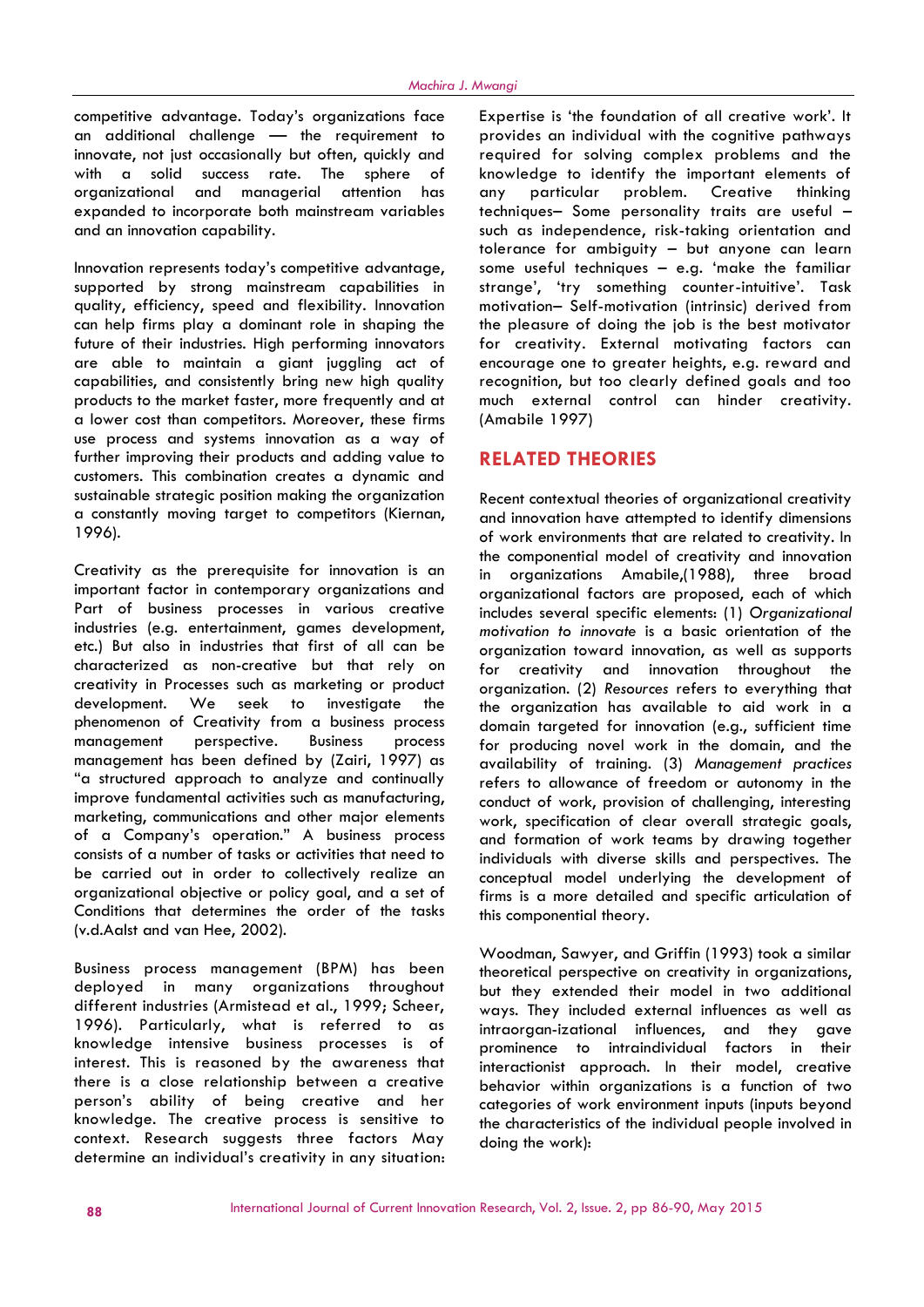competitive advantage. Today's organizations face an additional challenge — the requirement to innovate, not just occasionally but often, quickly and with a solid success rate. The sphere of organizational and managerial attention has expanded to incorporate both mainstream variables and an innovation capability.

Innovation represents today's competitive advantage, supported by strong mainstream capabilities in quality, efficiency, speed and flexibility. Innovation can help firms play a dominant role in shaping the future of their industries. High performing innovators are able to maintain a giant juggling act of capabilities, and consistently bring new high quality products to the market faster, more frequently and at a lower cost than competitors. Moreover, these firms use process and systems innovation as a way of further improving their products and adding value to customers. This combination creates a dynamic and sustainable strategic position making the organization a constantly moving target to competitors (Kiernan, 1996).

Creativity as the prerequisite for innovation is an important factor in contemporary organizations and Part of business processes in various creative industries (e.g. entertainment, games development, etc.) But also in industries that first of all can be characterized as non-creative but that rely on creativity in Processes such as marketing or product development. We seek to investigate the phenomenon of Creativity from a business process management perspective. Business process management has been defined by (Zairi, 1997) as "a structured approach to analyze and continually improve fundamental activities such as manufacturing, marketing, communications and other major elements of a Company's operation." A business process consists of a number of tasks or activities that need to be carried out in order to collectively realize an organizational objective or policy goal, and a set of Conditions that determines the order of the tasks (v.d.Aalst and van Hee, 2002).

Business process management (BPM) has been deployed in many organizations throughout different industries (Armistead et al., 1999; Scheer, 1996). Particularly, what is referred to as knowledge intensive business processes is of interest. This is reasoned by the awareness that there is a close relationship between a creative person's ability of being creative and her knowledge. The creative process is sensitive to context. Research suggests three factors May determine an individual's creativity in any situation: Expertise is 'the foundation of all creative work'. It provides an individual with the cognitive pathways required for solving complex problems and the knowledge to identify the important elements of any particular problem. Creative thinking techniques– Some personality traits are useful – such as independence, risk-taking orientation and tolerance for ambiguity – but anyone can learn some useful techniques – e.g. 'make the familiar strange', 'try something counter-intuitive'. Task motivation– Self-motivation (intrinsic) derived from the pleasure of doing the job is the best motivator for creativity. External motivating factors can encourage one to greater heights, e.g. reward and recognition, but too clearly defined goals and too much external control can hinder creativity. (Amabile 1997)

## RELATED THEORIES

Recent contextual theories of organizational creativity and innovation have attempted to identify dimensions of work environments that are related to creativity. In the componential model of creativity and innovation in organizations Amabile,(1988), three broad organizational factors are proposed, each of which includes several specific elements: (1) O*rganizational motivation to innovate* is a basic orientation of the organization toward innovation, as well as supports for creativity and innovation throughout the organization. (2) *Resources* refers to everything that the organization has available to aid work in a domain targeted for innovation (e.g., sufficient time for producing novel work in the domain, and the availability of training. (3) *Management practices* refers to allowance of freedom or autonomy in the conduct of work, provision of challenging, interesting work, specification of clear overall strategic goals, and formation of work teams by drawing together individuals with diverse skills and perspectives. The conceptual model underlying the development of firms is a more detailed and specific articulation of this componential theory.

Woodman, Sawyer, and Griffin (1993) took a similar theoretical perspective on creativity in organizations, but they extended their model in two additional ways. They included external influences as well as intraorgan-izational influences, and they gave prominence to intraindividual factors in their interactionist approach. In their model, creative behavior within organizations is a function of two categories of work environment inputs (inputs beyond the characteristics of the individual people involved in doing the work):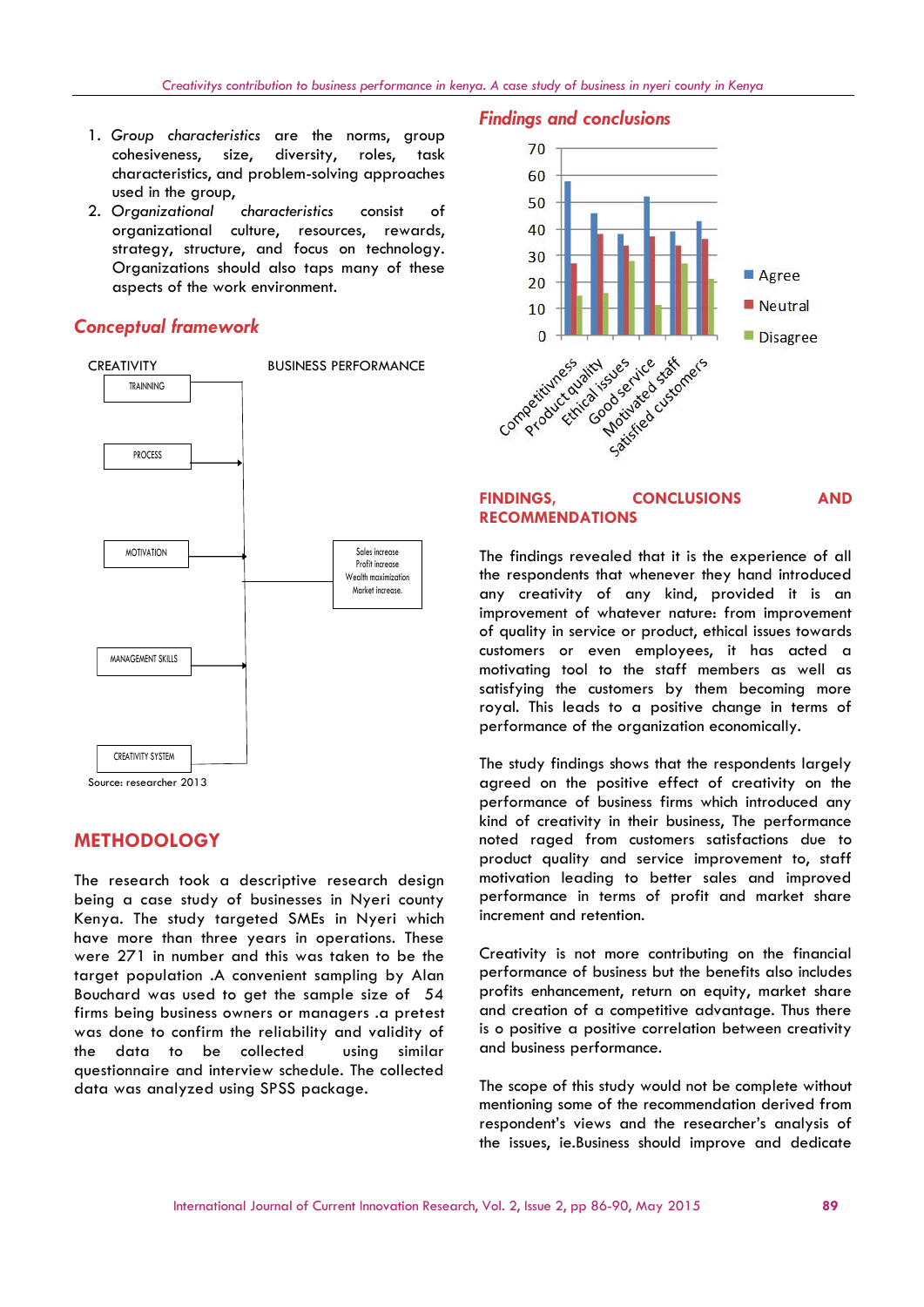1. *Group characteristics* are the norms, group cohesiveness, size, diversity, roles, task characteristics, and problem-solving approaches used in the group,
2. *Organizational characteristics* consist of organizational culture, resources, rewards, strategy, structure, and focus on technology. Organizations should also taps many of these aspects of the work environment.

## *Conceptual framework*

CREATIVITY

BUSINESS PERFORMANCE

TRAINNING

PROCESS

MOTIVATION

MANAGEMENT SKILLS

CREATIVITY SYSTEM

Sales increase
Profit increase
Wealth maximization
Market increase.

Source: researcher 2013

## METHODOLOGY

The research took a descriptive research design being a case study of businesses in Nyeri county Kenya. The study targeted SMEs in Nyeri which have more than three years in operations. These were 271 in number and this was taken to be the target population .A convenient sampling by Alan Bouchard was used to get the sample size of 54 firms being business owners or managers .a pretest was done to confirm the reliability and validity of the data to be collected using similar questionnaire and interview schedule. The collected data was analyzed using SPSS package.

## *Findings and conclusions*

| | Agree | Neutral | Disagree |
|---|---|---|---|
| Competitiveness | 58 | 27 | 15 |
| Product quality | 46 | 38 | 16 |
| Ethical issues | 38 | 34 | 28 |
| Good service | 52 | 37 | 11 |
| Motivated staff | 39 | 34 | 27 |
| Satisfied customers | 43 | 36 | 21 |

## FINDINGS, CONCLUSIONS AND RECOMMENDATIONS

The findings revealed that it is the experience of all the respondents that whenever they hand introduced any creativity of any kind, provided it is an improvement of whatever nature: from improvement of quality in service or product, ethical issues towards customers or even employees, it has acted a motivating tool to the staff members as well as satisfying the customers by them becoming more royal. This leads to a positive change in terms of performance of the organization economically.

The study findings shows that the respondents largely agreed on the positive effect of creativity on the performance of business firms which introduced any kind of creativity in their business, The performance noted raged from customers satisfactions due to product quality and service improvement to, staff motivation leading to better sales and improved performance in terms of profit and market share increment and retention.

Creativity is not more contributing on the financial performance of business but the benefits also includes profits enhancement, return on equity, market share and creation of a competitive advantage. Thus there is o positive a positive correlation between creativity and business performance.

The scope of this study would not be complete without mentioning some of the recommendation derived from respondent's views and the researcher's analysis of the issues, ie.Business should improve and dedicate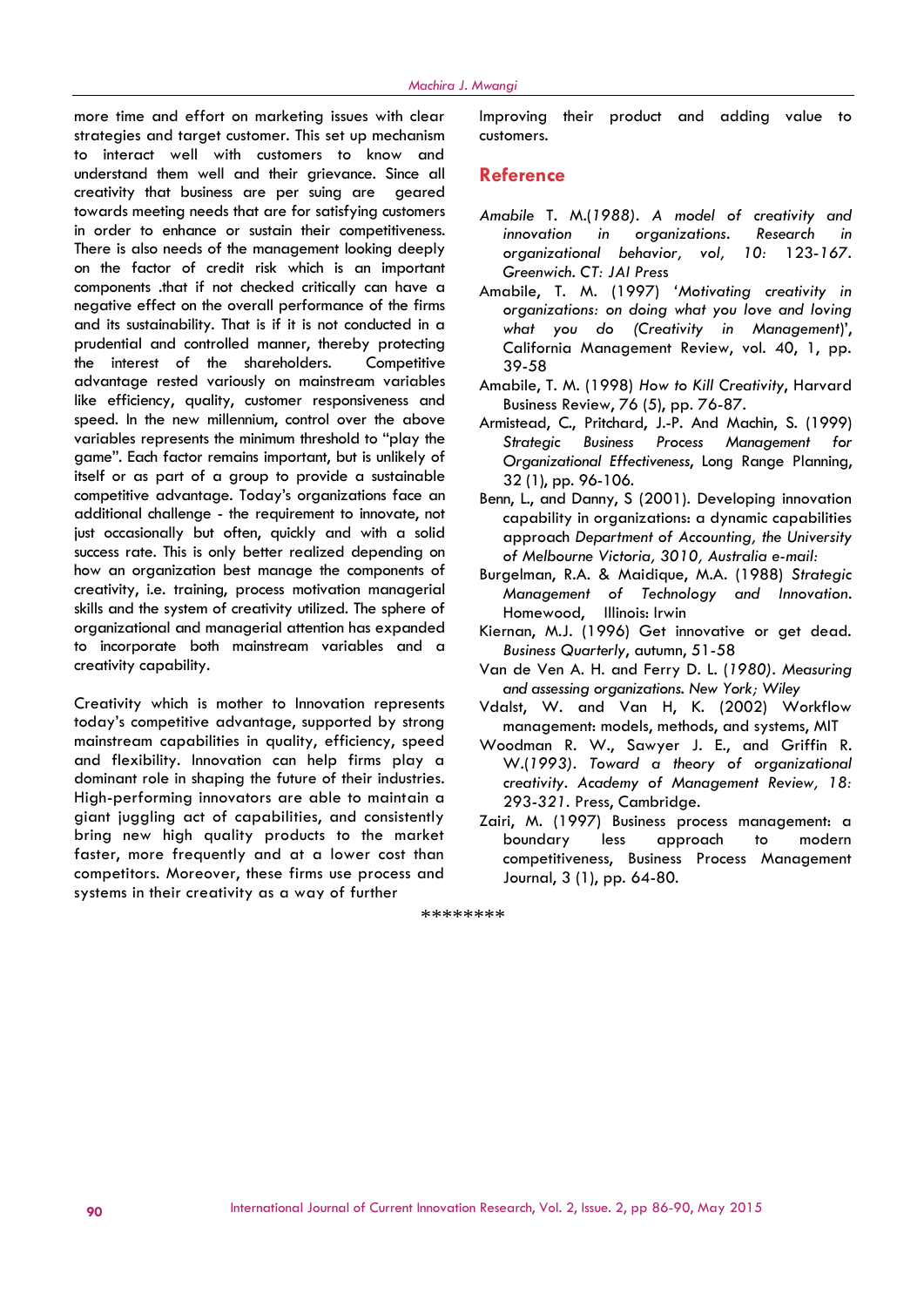more time and effort on marketing issues with clear strategies and target customer. This set up mechanism to interact well with customers to know and understand them well and their grievance. Since all creativity that business are per suing are geared towards meeting needs that are for satisfying customers in order to enhance or sustain their competitiveness. There is also needs of the management looking deeply on the factor of credit risk which is an important components .that if not checked critically can have a negative effect on the overall performance of the firms and its sustainability. That is if it is not conducted in a prudential and controlled manner, thereby protecting the interest of the shareholders. Competitive advantage rested variously on mainstream variables like efficiency, quality, customer responsiveness and speed. In the new millennium, control over the above variables represents the minimum threshold to "play the game". Each factor remains important, but is unlikely of itself or as part of a group to provide a sustainable competitive advantage. Today's organizations face an additional challenge - the requirement to innovate, not just occasionally but often, quickly and with a solid success rate. This is only better realized depending on how an organization best manage the components of creativity, i.e. training, process motivation managerial skills and the system of creativity utilized. The sphere of organizational and managerial attention has expanded to incorporate both mainstream variables and a creativity capability.

Creativity which is mother to Innovation represents today's competitive advantage, supported by strong mainstream capabilities in quality, efficiency, speed and flexibility. Innovation can help firms play a dominant role in shaping the future of their industries. High-performing innovators are able to maintain a giant juggling act of capabilities, and consistently bring new high quality products to the market faster, more frequently and at a lower cost than competitors. Moreover, these firms use process and systems in their creativity as a way of further Improving their product and adding value to customers.

## Reference

*Amabile* T. M.(*1988*). *A model of creativity and innovation in organizations. Research in organizational behavior, vol, 10: 123-167. Greenwich. CT: JAI Press*

Amabile, T. M. (1997) '*Motivating creativity in organizations: on doing what you love and loving what you do (Creativity in Management*)', California Management Review, vol. 40, 1, pp. 39-58

Amabile, T. M. (1998) *How to Kill Creativity*, Harvard Business Review, 76 (5), pp. 76-87.

Armistead, C., Pritchard, J.-P. And Machin, S. (1999) *Strategic Business Process Management for Organizational Effectiveness*, Long Range Planning, 32 (1), pp. 96-106.

Benn, L., and Danny, S (2001). Developing innovation capability in organizations: a dynamic capabilities approach *Department of Accounting, the University of Melbourne Victoria, 3010, Australia e-mail:*

Burgelman, R.A. & Maidique, M.A. (1988) *Strategic Management of Technology and Innovation*. Homewood, Illinois: Irwin

Kiernan, M.J. (1996) Get innovative or get dead. *Business Quarterly*, autumn, 51-58

Van de Ven A. H. and Ferry D. L. (*1980*). *Measuring and assessing organizations. New York; Wiley*

Vdalst, W. and Van H, K. (2002) Workflow management: models, methods, and systems, MIT

Woodman R. W., Sawyer J. E., and Griffin R. W.(*1993*). *Toward a theory of organizational creativity*. *Academy of Management Review, 18: 293-321*. Press, Cambridge.

Zairi, M. (1997) Business process management: a boundary less approach to modern competitiveness, Business Process Management Journal, 3 (1), pp. 64-80.

********